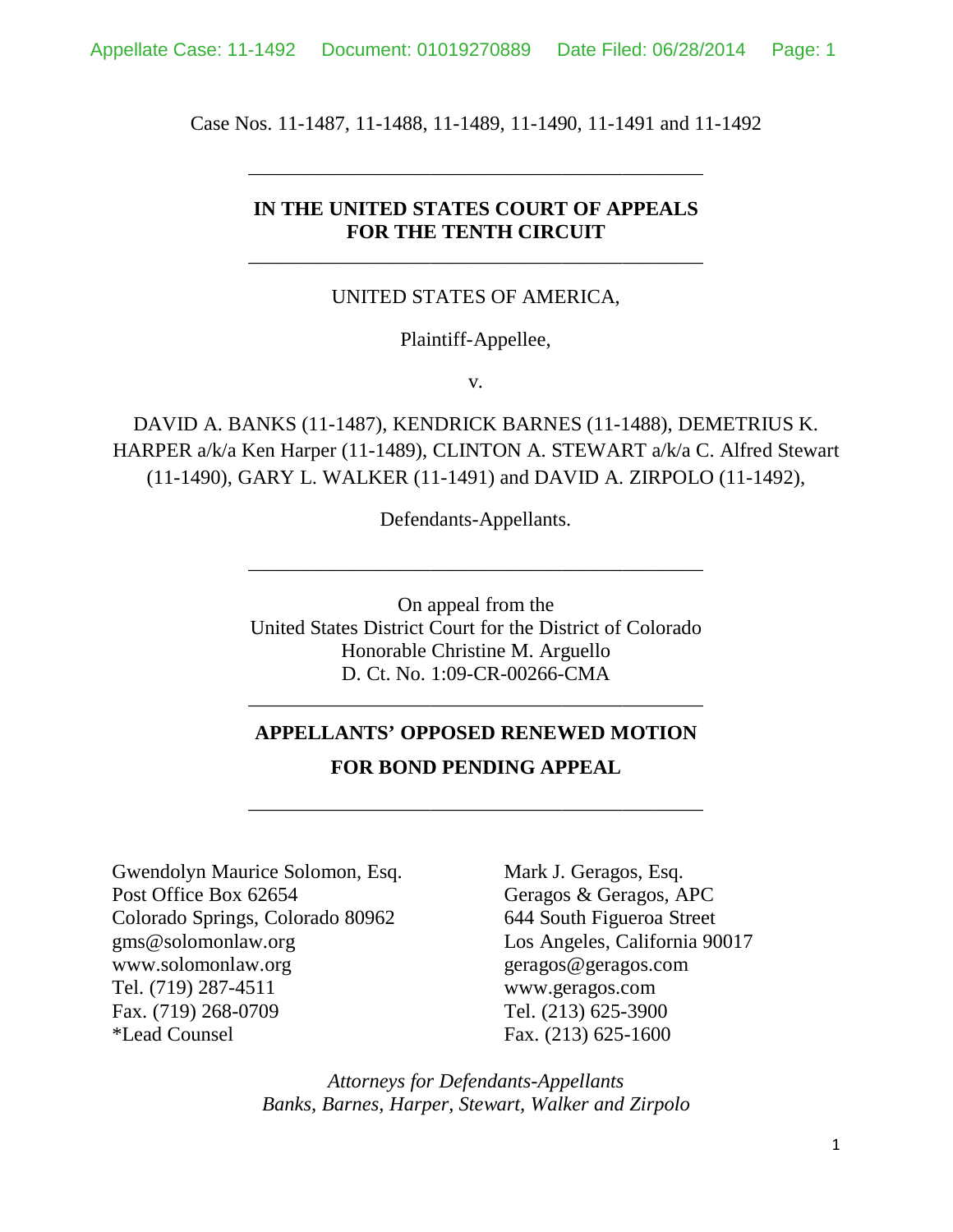Case Nos. 11-1487, 11-1488, 11-1489, 11-1490, 11-1491 and 11-1492

---

**IN THE UNITED STATES COURT OF APPEALS**
**FOR THE TENTH CIRCUIT**

---

UNITED STATES OF AMERICA,

Plaintiff-Appellee,

v.

DAVID A. BANKS (11-1487), KENDRICK BARNES (11-1488), DEMETRIUS K. HARPER a/k/a Ken Harper (11-1489), CLINTON A. STEWART a/k/a C. Alfred Stewart (11-1490), GARY L. WALKER (11-1491) and DAVID A. ZIRPOLO (11-1492),

Defendants-Appellants.

---

On appeal from the
United States District Court for the District of Colorado
Honorable Christine M. Arguello
D. Ct. No. 1:09-CR-00266-CMA

---

**APPELLANTS' OPPOSED RENEWED MOTION**

**FOR BOND PENDING APPEAL**

---

Gwendolyn Maurice Solomon, Esq.
Post Office Box 62654
Colorado Springs, Colorado 80962
gms@solomonlaw.org
www.solomonlaw.org
Tel. (719) 287-4511
Fax. (719) 268-0709
*Lead Counsel

Mark J. Geragos, Esq.
Geragos & Geragos, APC
644 South Figueroa Street
Los Angeles, California 90017
geragos@geragos.com
www.geragos.com
Tel. (213) 625-3900
Fax. (213) 625-1600

*Attorneys for Defendants-Appellants*
*Banks, Barnes, Harper, Stewart, Walker and Zirpolo*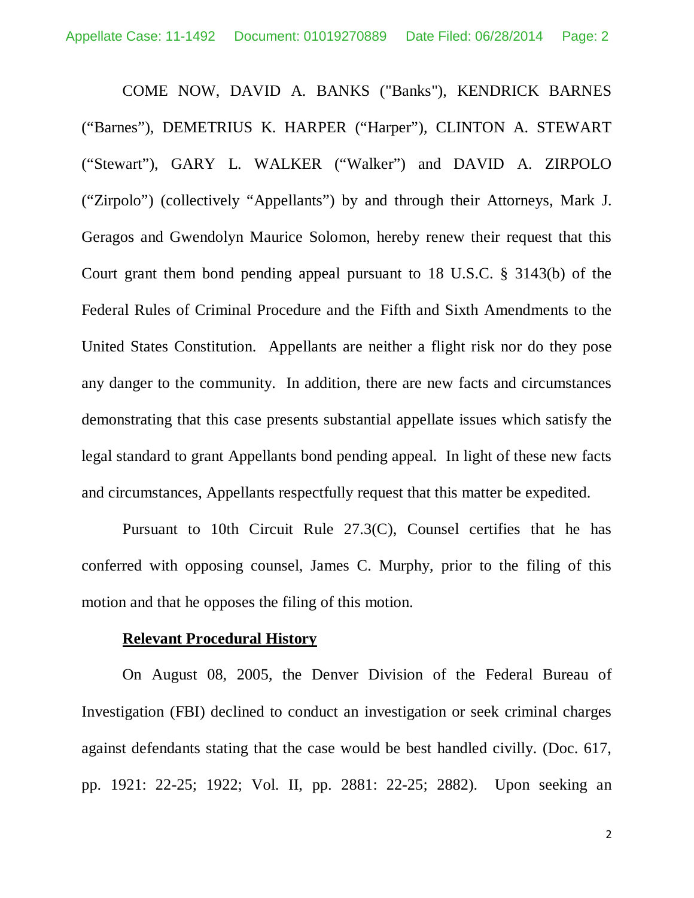COME NOW, DAVID A. BANKS ("Banks"), KENDRICK BARNES ("Barnes"), DEMETRIUS K. HARPER ("Harper"), CLINTON A. STEWART ("Stewart"), GARY L. WALKER ("Walker") and DAVID A. ZIRPOLO ("Zirpolo") (collectively "Appellants") by and through their Attorneys, Mark J. Geragos and Gwendolyn Maurice Solomon, hereby renew their request that this Court grant them bond pending appeal pursuant to 18 U.S.C. § 3143(b) of the Federal Rules of Criminal Procedure and the Fifth and Sixth Amendments to the United States Constitution. Appellants are neither a flight risk nor do they pose any danger to the community. In addition, there are new facts and circumstances demonstrating that this case presents substantial appellate issues which satisfy the legal standard to grant Appellants bond pending appeal. In light of these new facts and circumstances, Appellants respectfully request that this matter be expedited.

Pursuant to 10th Circuit Rule 27.3(C), Counsel certifies that he has conferred with opposing counsel, James C. Murphy, prior to the filing of this motion and that he opposes the filing of this motion.

**Relevant Procedural History**

On August 08, 2005, the Denver Division of the Federal Bureau of Investigation (FBI) declined to conduct an investigation or seek criminal charges against defendants stating that the case would be best handled civilly. (Doc. 617, pp. 1921: 22-25; 1922; Vol. II, pp. 2881: 22-25; 2882). Upon seeking an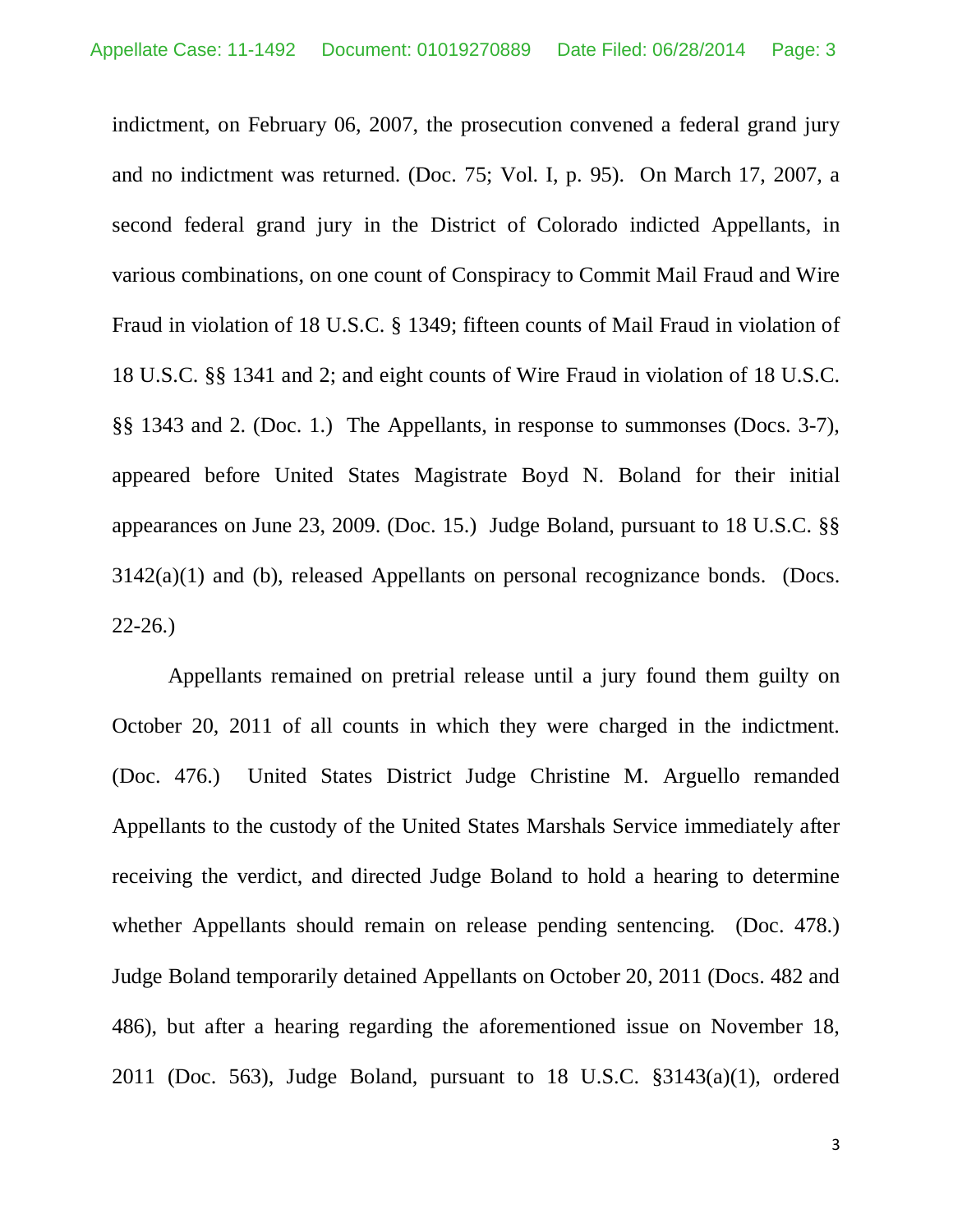indictment, on February 06, 2007, the prosecution convened a federal grand jury and no indictment was returned. (Doc. 75; Vol. I, p. 95). On March 17, 2007, a second federal grand jury in the District of Colorado indicted Appellants, in various combinations, on one count of Conspiracy to Commit Mail Fraud and Wire Fraud in violation of 18 U.S.C. § 1349; fifteen counts of Mail Fraud in violation of 18 U.S.C. §§ 1341 and 2; and eight counts of Wire Fraud in violation of 18 U.S.C. §§ 1343 and 2. (Doc. 1.) The Appellants, in response to summonses (Docs. 3-7), appeared before United States Magistrate Boyd N. Boland for their initial appearances on June 23, 2009. (Doc. 15.) Judge Boland, pursuant to 18 U.S.C. §§ 3142(a)(1) and (b), released Appellants on personal recognizance bonds. (Docs. 22-26.)

Appellants remained on pretrial release until a jury found them guilty on October 20, 2011 of all counts in which they were charged in the indictment. (Doc. 476.) United States District Judge Christine M. Arguello remanded Appellants to the custody of the United States Marshals Service immediately after receiving the verdict, and directed Judge Boland to hold a hearing to determine whether Appellants should remain on release pending sentencing. (Doc. 478.) Judge Boland temporarily detained Appellants on October 20, 2011 (Docs. 482 and 486), but after a hearing regarding the aforementioned issue on November 18, 2011 (Doc. 563), Judge Boland, pursuant to 18 U.S.C. §3143(a)(1), ordered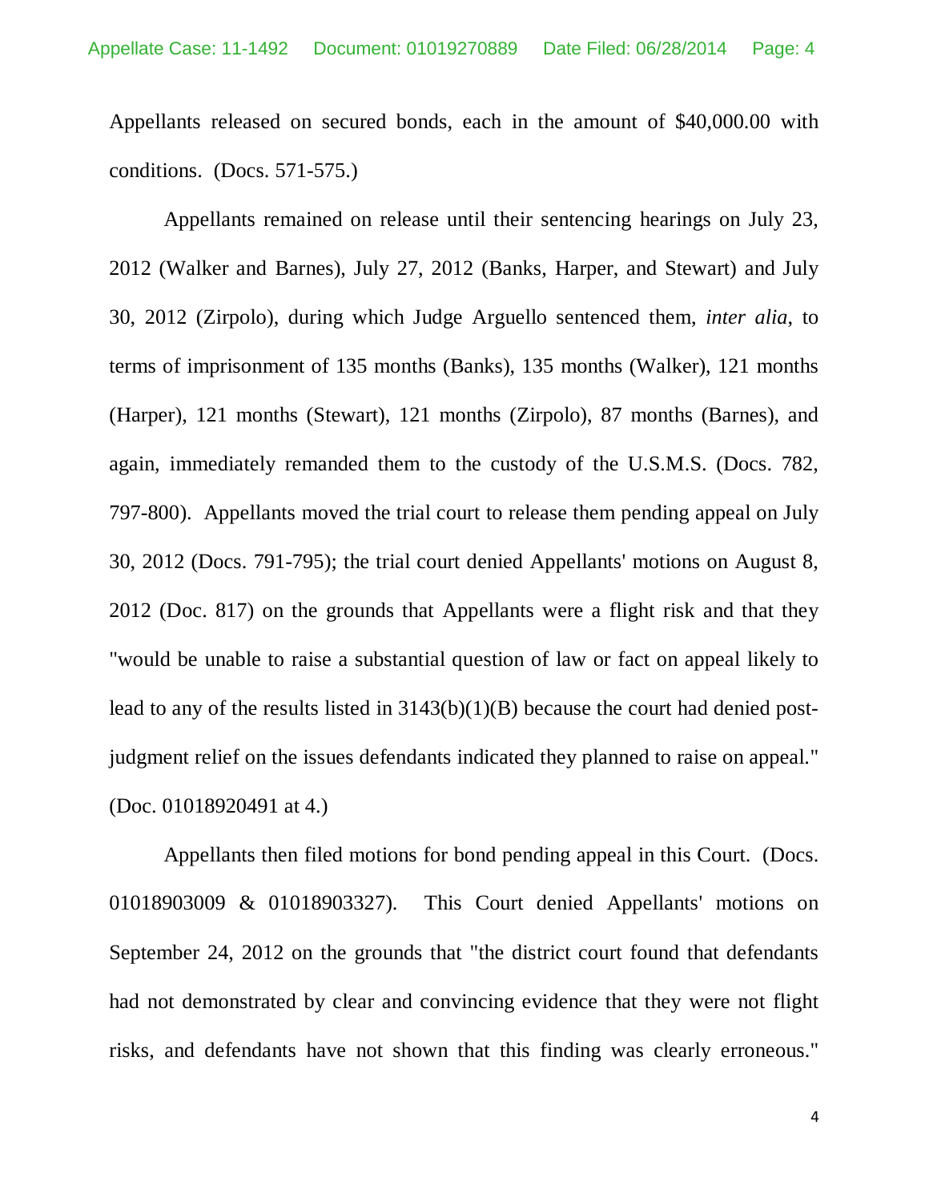Appellants released on secured bonds, each in the amount of $40,000.00 with conditions. (Docs. 571-575.)

Appellants remained on release until their sentencing hearings on July 23, 2012 (Walker and Barnes), July 27, 2012 (Banks, Harper, and Stewart) and July 30, 2012 (Zirpolo), during which Judge Arguello sentenced them, *inter alia*, to terms of imprisonment of 135 months (Banks), 135 months (Walker), 121 months (Harper), 121 months (Stewart), 121 months (Zirpolo), 87 months (Barnes), and again, immediately remanded them to the custody of the U.S.M.S. (Docs. 782, 797-800). Appellants moved the trial court to release them pending appeal on July 30, 2012 (Docs. 791-795); the trial court denied Appellants' motions on August 8, 2012 (Doc. 817) on the grounds that Appellants were a flight risk and that they "would be unable to raise a substantial question of law or fact on appeal likely to lead to any of the results listed in 3143(b)(1)(B) because the court had denied post-judgment relief on the issues defendants indicated they planned to raise on appeal." (Doc. 01018920491 at 4.)

Appellants then filed motions for bond pending appeal in this Court. (Docs. 01018903009 & 01018903327). This Court denied Appellants' motions on September 24, 2012 on the grounds that "the district court found that defendants had not demonstrated by clear and convincing evidence that they were not flight risks, and defendants have not shown that this finding was clearly erroneous."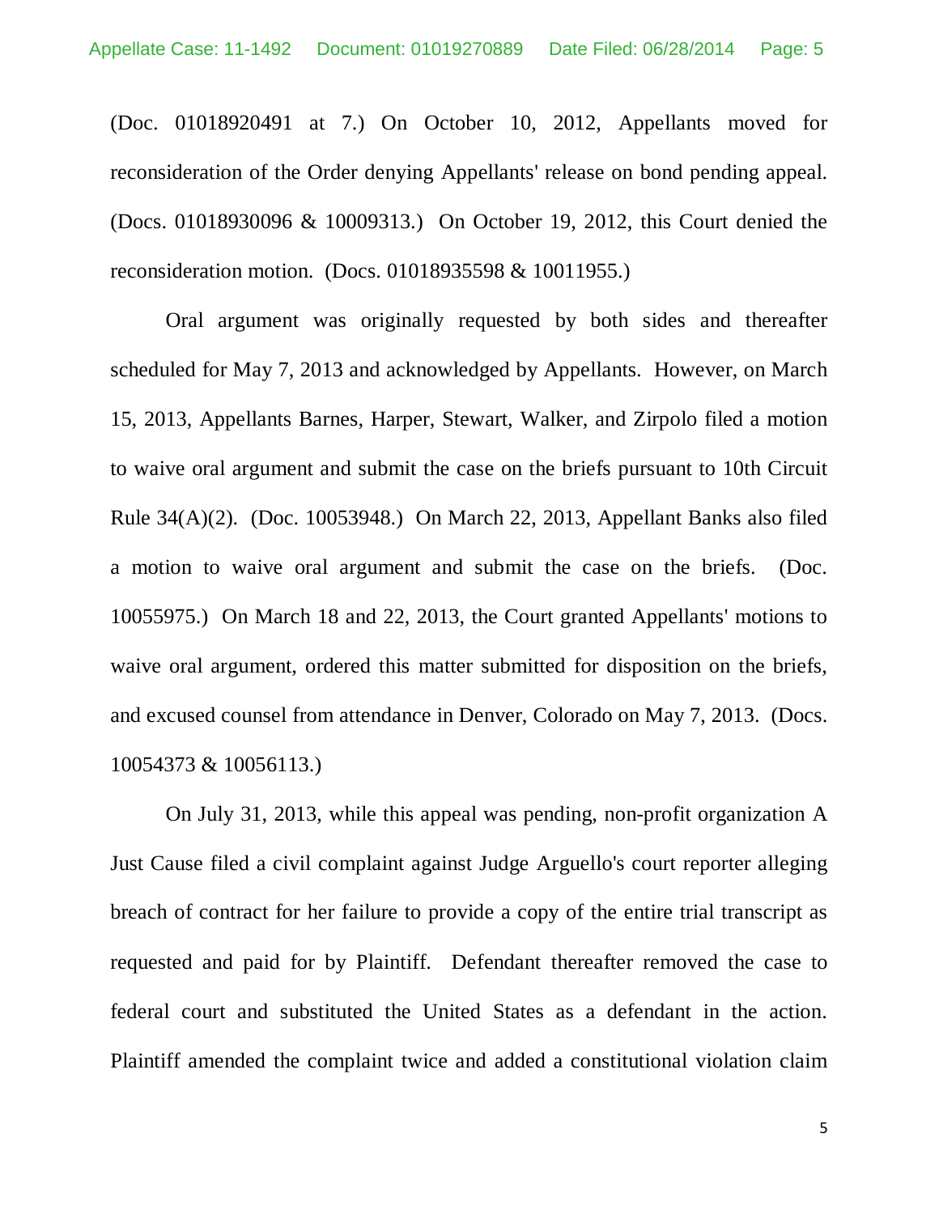(Doc. 01018920491 at 7.) On October 10, 2012, Appellants moved for reconsideration of the Order denying Appellants' release on bond pending appeal. (Docs. 01018930096 & 10009313.) On October 19, 2012, this Court denied the reconsideration motion. (Docs. 01018935598 & 10011955.)

Oral argument was originally requested by both sides and thereafter scheduled for May 7, 2013 and acknowledged by Appellants. However, on March 15, 2013, Appellants Barnes, Harper, Stewart, Walker, and Zirpolo filed a motion to waive oral argument and submit the case on the briefs pursuant to 10th Circuit Rule 34(A)(2). (Doc. 10053948.) On March 22, 2013, Appellant Banks also filed a motion to waive oral argument and submit the case on the briefs. (Doc. 10055975.) On March 18 and 22, 2013, the Court granted Appellants' motions to waive oral argument, ordered this matter submitted for disposition on the briefs, and excused counsel from attendance in Denver, Colorado on May 7, 2013. (Docs. 10054373 & 10056113.)

On July 31, 2013, while this appeal was pending, non-profit organization A Just Cause filed a civil complaint against Judge Arguello's court reporter alleging breach of contract for her failure to provide a copy of the entire trial transcript as requested and paid for by Plaintiff. Defendant thereafter removed the case to federal court and substituted the United States as a defendant in the action. Plaintiff amended the complaint twice and added a constitutional violation claim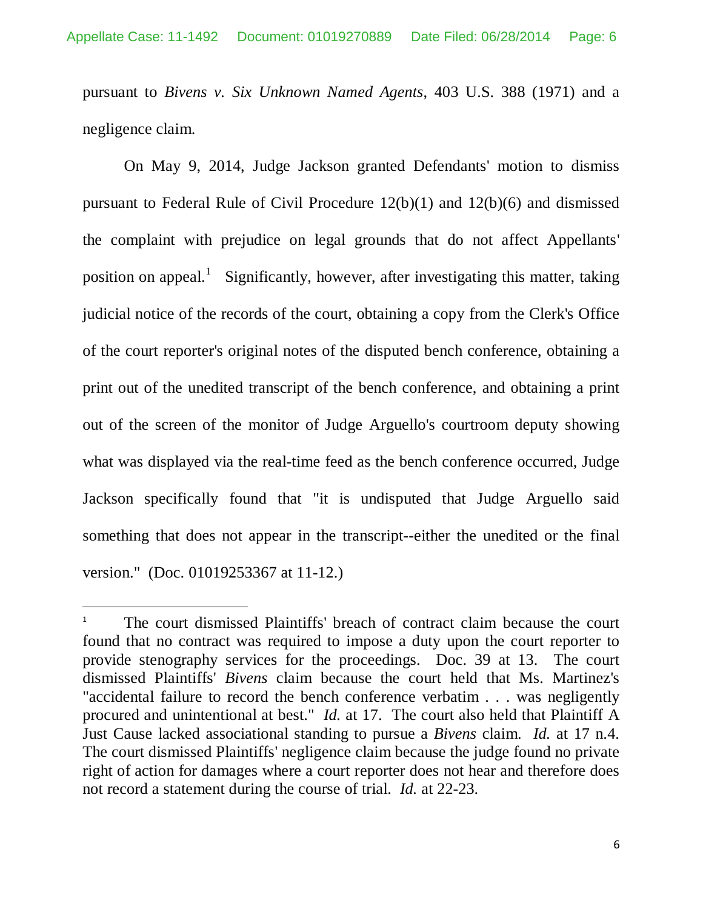pursuant to *Bivens v. Six Unknown Named Agents*, 403 U.S. 388 (1971) and a negligence claim.

On May 9, 2014, Judge Jackson granted Defendants' motion to dismiss pursuant to Federal Rule of Civil Procedure 12(b)(1) and 12(b)(6) and dismissed the complaint with prejudice on legal grounds that do not affect Appellants' position on appeal.[1] Significantly, however, after investigating this matter, taking judicial notice of the records of the court, obtaining a copy from the Clerk's Office of the court reporter's original notes of the disputed bench conference, obtaining a print out of the unedited transcript of the bench conference, and obtaining a print out of the screen of the monitor of Judge Arguello's courtroom deputy showing what was displayed via the real-time feed as the bench conference occurred, Judge Jackson specifically found that "it is undisputed that Judge Arguello said something that does not appear in the transcript--either the unedited or the final version." (Doc. 01019253367 at 11-12.)

---

[1] The court dismissed Plaintiffs' breach of contract claim because the court found that no contract was required to impose a duty upon the court reporter to provide stenography services for the proceedings. Doc. 39 at 13. The court dismissed Plaintiffs' *Bivens* claim because the court held that Ms. Martinez's "accidental failure to record the bench conference verbatim . . . was negligently procured and unintentional at best." *Id.* at 17. The court also held that Plaintiff A Just Cause lacked associational standing to pursue a *Bivens* claim. *Id.* at 17 n.4. The court dismissed Plaintiffs' negligence claim because the judge found no private right of action for damages where a court reporter does not hear and therefore does not record a statement during the course of trial. *Id.* at 22-23.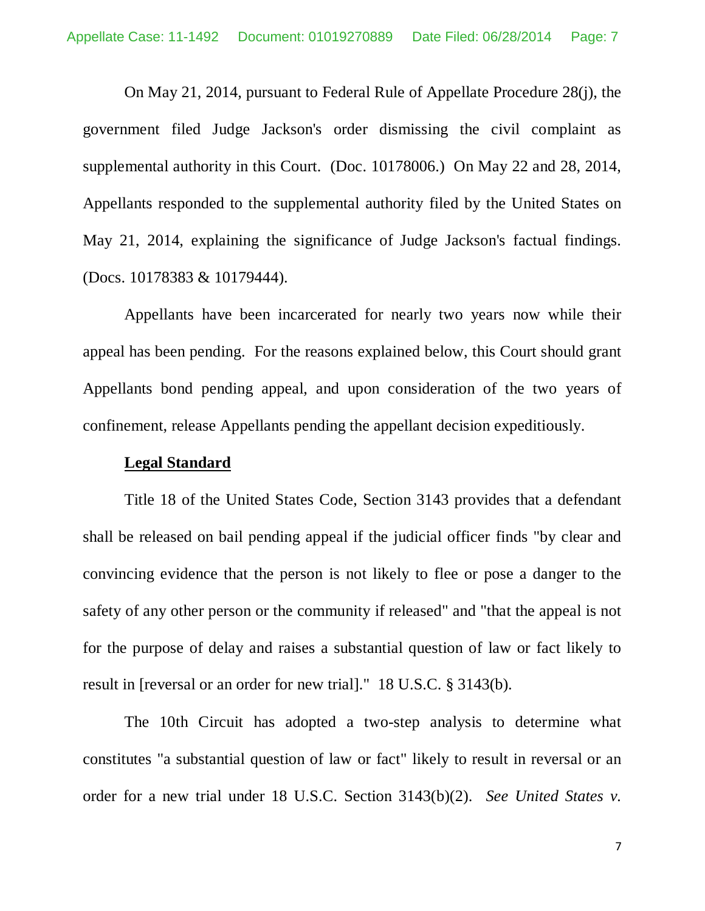On May 21, 2014, pursuant to Federal Rule of Appellate Procedure 28(j), the government filed Judge Jackson's order dismissing the civil complaint as supplemental authority in this Court. (Doc. 10178006.) On May 22 and 28, 2014, Appellants responded to the supplemental authority filed by the United States on May 21, 2014, explaining the significance of Judge Jackson's factual findings. (Docs. 10178383 & 10179444).

Appellants have been incarcerated for nearly two years now while their appeal has been pending. For the reasons explained below, this Court should grant Appellants bond pending appeal, and upon consideration of the two years of confinement, release Appellants pending the appellant decision expeditiously.

**Legal Standard**

Title 18 of the United States Code, Section 3143 provides that a defendant shall be released on bail pending appeal if the judicial officer finds "by clear and convincing evidence that the person is not likely to flee or pose a danger to the safety of any other person or the community if released" and "that the appeal is not for the purpose of delay and raises a substantial question of law or fact likely to result in [reversal or an order for new trial]." 18 U.S.C. § 3143(b).

The 10th Circuit has adopted a two-step analysis to determine what constitutes "a substantial question of law or fact" likely to result in reversal or an order for a new trial under 18 U.S.C. Section 3143(b)(2). *See United States v.*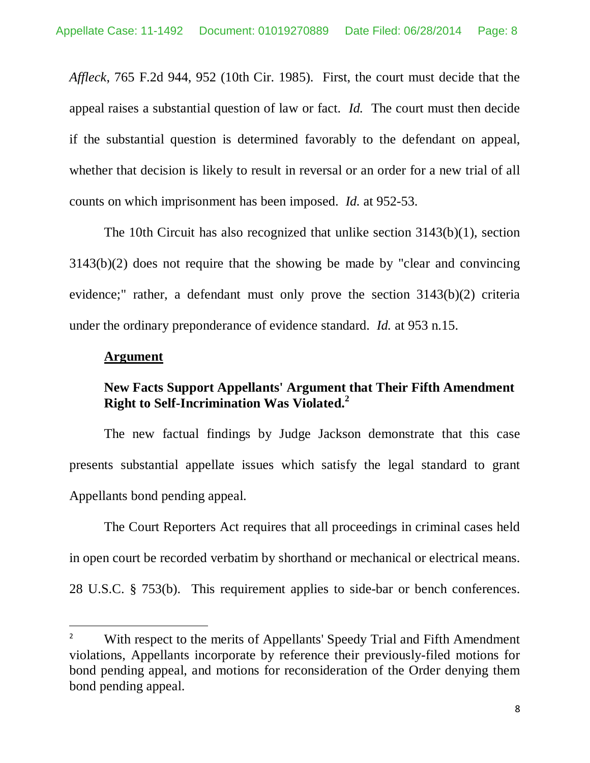*Affleck*, 765 F.2d 944, 952 (10th Cir. 1985). First, the court must decide that the appeal raises a substantial question of law or fact. *Id.* The court must then decide if the substantial question is determined favorably to the defendant on appeal, whether that decision is likely to result in reversal or an order for a new trial of all counts on which imprisonment has been imposed. *Id.* at 952-53.

The 10th Circuit has also recognized that unlike section 3143(b)(1), section 3143(b)(2) does not require that the showing be made by "clear and convincing evidence;" rather, a defendant must only prove the section 3143(b)(2) criteria under the ordinary preponderance of evidence standard. *Id.* at 953 n.15.

**Argument**

**New Facts Support Appellants' Argument that Their Fifth Amendment Right to Self-Incrimination Was Violated.**[2]

The new factual findings by Judge Jackson demonstrate that this case presents substantial appellate issues which satisfy the legal standard to grant Appellants bond pending appeal.

The Court Reporters Act requires that all proceedings in criminal cases held in open court be recorded verbatim by shorthand or mechanical or electrical means. 28 U.S.C. § 753(b). This requirement applies to side-bar or bench conferences.

---

[2] With respect to the merits of Appellants' Speedy Trial and Fifth Amendment violations, Appellants incorporate by reference their previously-filed motions for bond pending appeal, and motions for reconsideration of the Order denying them bond pending appeal.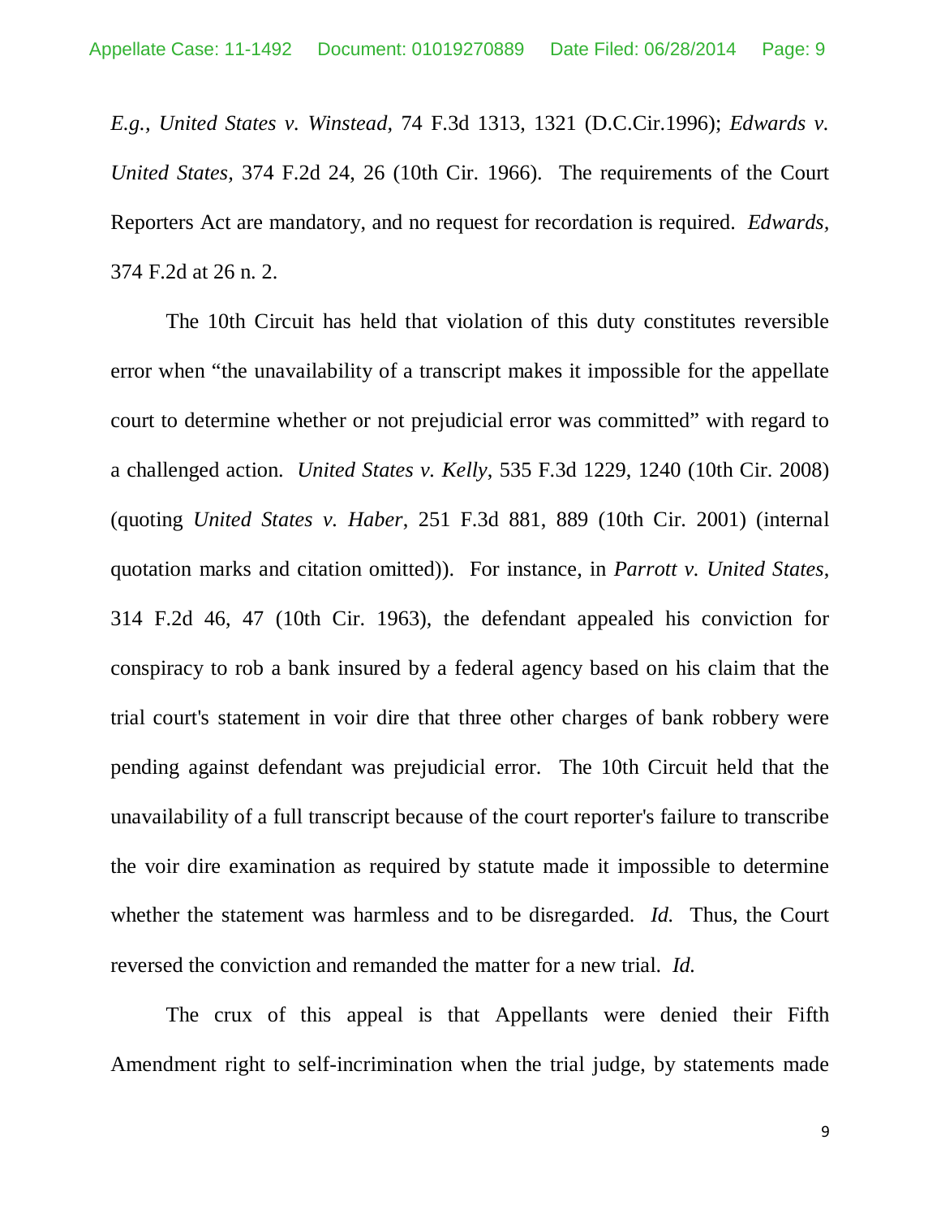*E.g.*, *United States v. Winstead*, 74 F.3d 1313, 1321 (D.C.Cir.1996); *Edwards v. United States*, 374 F.2d 24, 26 (10th Cir. 1966). The requirements of the Court Reporters Act are mandatory, and no request for recordation is required. *Edwards*, 374 F.2d at 26 n. 2.

The 10th Circuit has held that violation of this duty constitutes reversible error when "the unavailability of a transcript makes it impossible for the appellate court to determine whether or not prejudicial error was committed" with regard to a challenged action. *United States v. Kelly*, 535 F.3d 1229, 1240 (10th Cir. 2008) (quoting *United States v. Haber*, 251 F.3d 881, 889 (10th Cir. 2001) (internal quotation marks and citation omitted)). For instance, in *Parrott v. United States*, 314 F.2d 46, 47 (10th Cir. 1963), the defendant appealed his conviction for conspiracy to rob a bank insured by a federal agency based on his claim that the trial court's statement in voir dire that three other charges of bank robbery were pending against defendant was prejudicial error. The 10th Circuit held that the unavailability of a full transcript because of the court reporter's failure to transcribe the voir dire examination as required by statute made it impossible to determine whether the statement was harmless and to be disregarded. *Id.* Thus, the Court reversed the conviction and remanded the matter for a new trial. *Id.*

The crux of this appeal is that Appellants were denied their Fifth Amendment right to self-incrimination when the trial judge, by statements made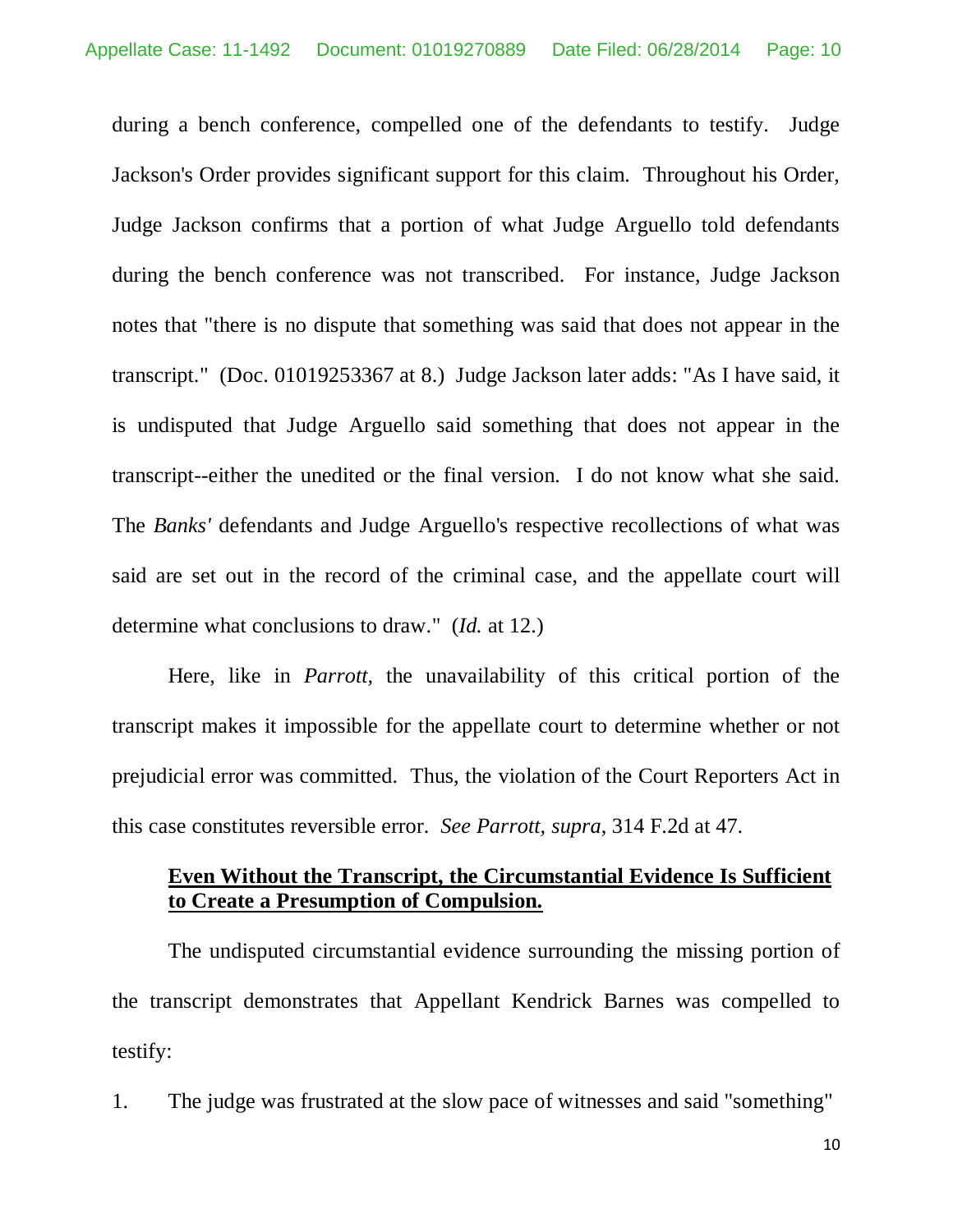during a bench conference, compelled one of the defendants to testify. Judge Jackson's Order provides significant support for this claim. Throughout his Order, Judge Jackson confirms that a portion of what Judge Arguello told defendants during the bench conference was not transcribed. For instance, Judge Jackson notes that "there is no dispute that something was said that does not appear in the transcript." (Doc. 01019253367 at 8.) Judge Jackson later adds: "As I have said, it is undisputed that Judge Arguello said something that does not appear in the transcript--either the unedited or the final version. I do not know what she said. The *Banks'* defendants and Judge Arguello's respective recollections of what was said are set out in the record of the criminal case, and the appellate court will determine what conclusions to draw." (*Id.* at 12.)

Here, like in *Parrott,* the unavailability of this critical portion of the transcript makes it impossible for the appellate court to determine whether or not prejudicial error was committed. Thus, the violation of the Court Reporters Act in this case constitutes reversible error. *See Parrott, supra,* 314 F.2d at 47.

**<u>Even Without the Transcript, the Circumstantial Evidence Is Sufficient to Create a Presumption of Compulsion.</u>**

The undisputed circumstantial evidence surrounding the missing portion of the transcript demonstrates that Appellant Kendrick Barnes was compelled to testify:

1. The judge was frustrated at the slow pace of witnesses and said "something"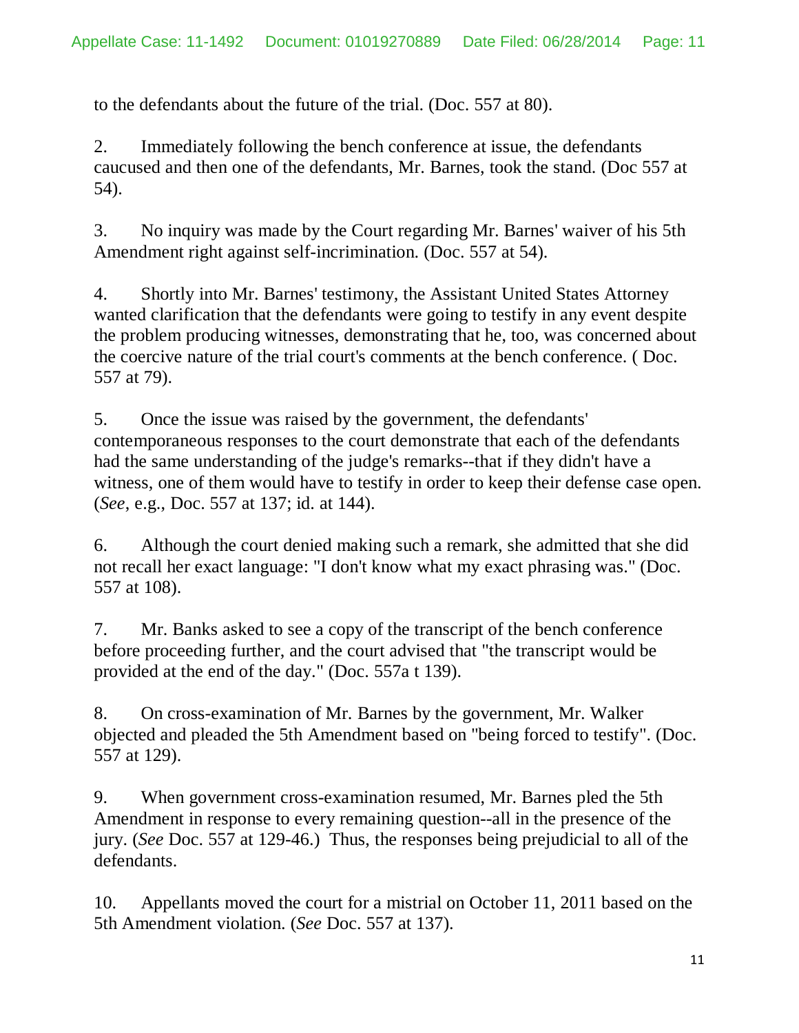to the defendants about the future of the trial. (Doc. 557 at 80).

2. Immediately following the bench conference at issue, the defendants caucused and then one of the defendants, Mr. Barnes, took the stand. (Doc 557 at 54).

3. No inquiry was made by the Court regarding Mr. Barnes' waiver of his 5th Amendment right against self-incrimination. (Doc. 557 at 54).

4. Shortly into Mr. Barnes' testimony, the Assistant United States Attorney wanted clarification that the defendants were going to testify in any event despite the problem producing witnesses, demonstrating that he, too, was concerned about the coercive nature of the trial court's comments at the bench conference. ( Doc. 557 at 79).

5. Once the issue was raised by the government, the defendants' contemporaneous responses to the court demonstrate that each of the defendants had the same understanding of the judge's remarks--that if they didn't have a witness, one of them would have to testify in order to keep their defense case open. (*See*, e.g., Doc. 557 at 137; id. at 144).

6. Although the court denied making such a remark, she admitted that she did not recall her exact language: "I don't know what my exact phrasing was." (Doc. 557 at 108).

7. Mr. Banks asked to see a copy of the transcript of the bench conference before proceeding further, and the court advised that "the transcript would be provided at the end of the day." (Doc. 557a t 139).

8. On cross-examination of Mr. Barnes by the government, Mr. Walker objected and pleaded the 5th Amendment based on "being forced to testify". (Doc. 557 at 129).

9. When government cross-examination resumed, Mr. Barnes pled the 5th Amendment in response to every remaining question--all in the presence of the jury. (*See* Doc. 557 at 129-46.) Thus, the responses being prejudicial to all of the defendants.

10. Appellants moved the court for a mistrial on October 11, 2011 based on the 5th Amendment violation. (*See* Doc. 557 at 137).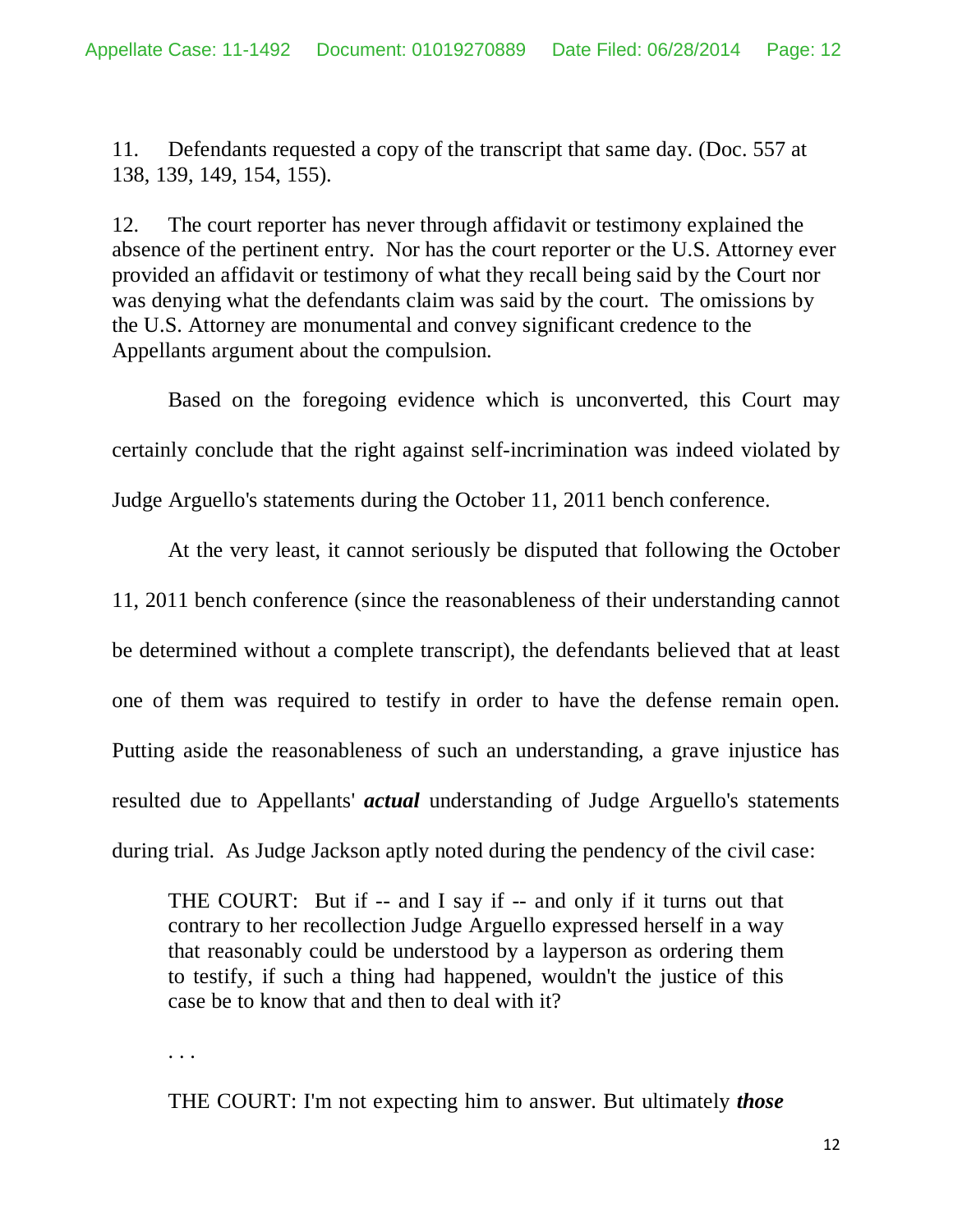11. Defendants requested a copy of the transcript that same day. (Doc. 557 at 138, 139, 149, 154, 155).

12. The court reporter has never through affidavit or testimony explained the absence of the pertinent entry. Nor has the court reporter or the U.S. Attorney ever provided an affidavit or testimony of what they recall being said by the Court nor was denying what the defendants claim was said by the court. The omissions by the U.S. Attorney are monumental and convey significant credence to the Appellants argument about the compulsion.

Based on the foregoing evidence which is unconverted, this Court may certainly conclude that the right against self-incrimination was indeed violated by Judge Arguello's statements during the October 11, 2011 bench conference.

At the very least, it cannot seriously be disputed that following the October 11, 2011 bench conference (since the reasonableness of their understanding cannot be determined without a complete transcript), the defendants believed that at least one of them was required to testify in order to have the defense remain open. Putting aside the reasonableness of such an understanding, a grave injustice has resulted due to Appellants' ***actual*** understanding of Judge Arguello's statements during trial. As Judge Jackson aptly noted during the pendency of the civil case:

> THE COURT: But if -- and I say if -- and only if it turns out that contrary to her recollection Judge Arguello expressed herself in a way that reasonably could be understood by a layperson as ordering them to testify, if such a thing had happened, wouldn't the justice of this case be to know that and then to deal with it?
>
> . . .
>
> THE COURT: I'm not expecting him to answer. But ultimately ***those***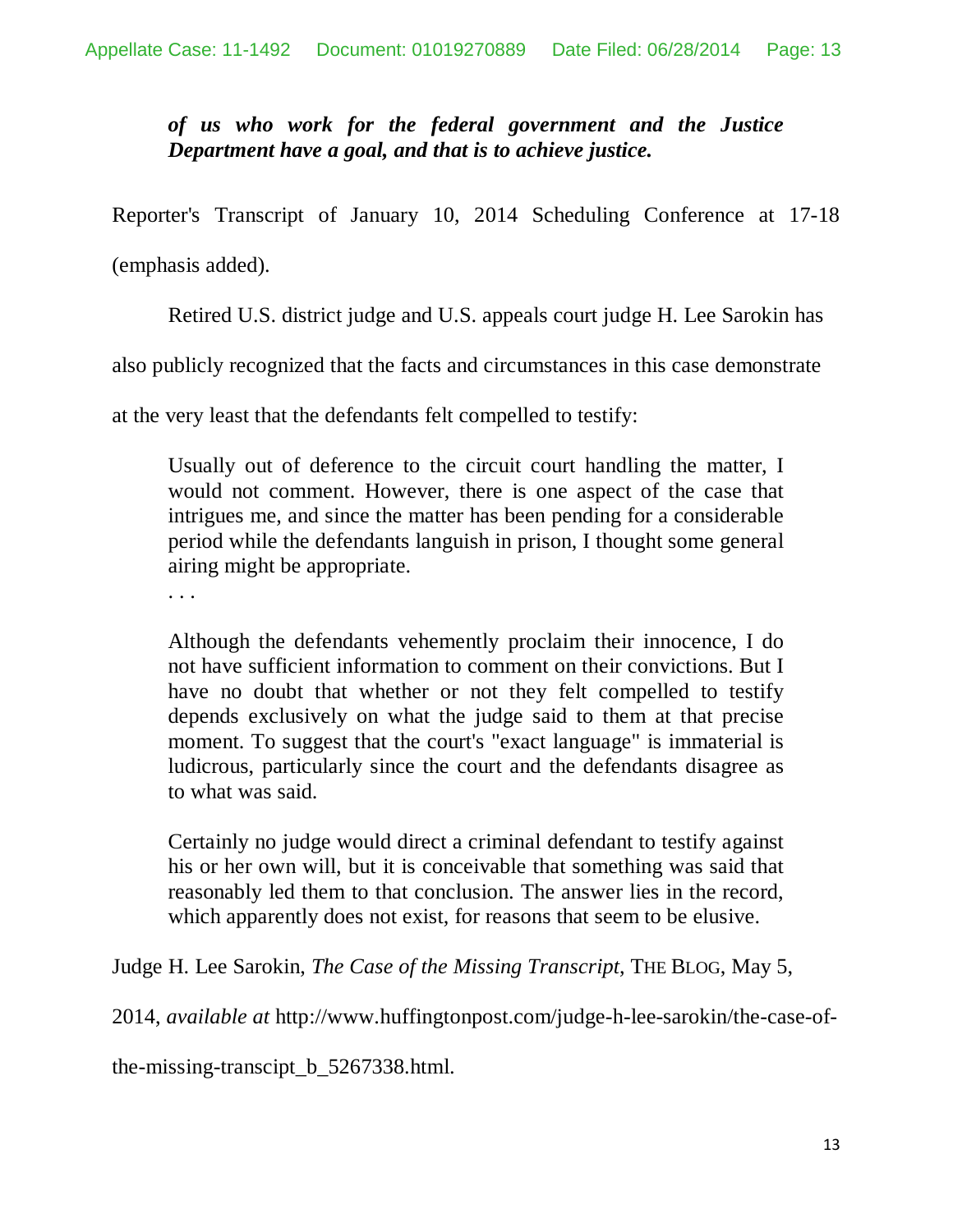> ***of us who work for the federal government and the Justice Department have a goal, and that is to achieve justice.***

Reporter's Transcript of January 10, 2014 Scheduling Conference at 17-18 (emphasis added).

Retired U.S. district judge and U.S. appeals court judge H. Lee Sarokin has also publicly recognized that the facts and circumstances in this case demonstrate at the very least that the defendants felt compelled to testify:

> Usually out of deference to the circuit court handling the matter, I would not comment. However, there is one aspect of the case that intrigues me, and since the matter has been pending for a considerable period while the defendants languish in prison, I thought some general airing might be appropriate.
>
> . . .
>
> Although the defendants vehemently proclaim their innocence, I do not have sufficient information to comment on their convictions. But I have no doubt that whether or not they felt compelled to testify depends exclusively on what the judge said to them at that precise moment. To suggest that the court's "exact language" is immaterial is ludicrous, particularly since the court and the defendants disagree as to what was said.
>
> Certainly no judge would direct a criminal defendant to testify against his or her own will, but it is conceivable that something was said that reasonably led them to that conclusion. The answer lies in the record, which apparently does not exist, for reasons that seem to be elusive.

Judge H. Lee Sarokin, *The Case of the Missing Transcript*, THE BLOG, May 5, 2014, *available at* http://www.huffingtonpost.com/judge-h-lee-sarokin/the-case-of-the-missing-transcipt_b_5267338.html.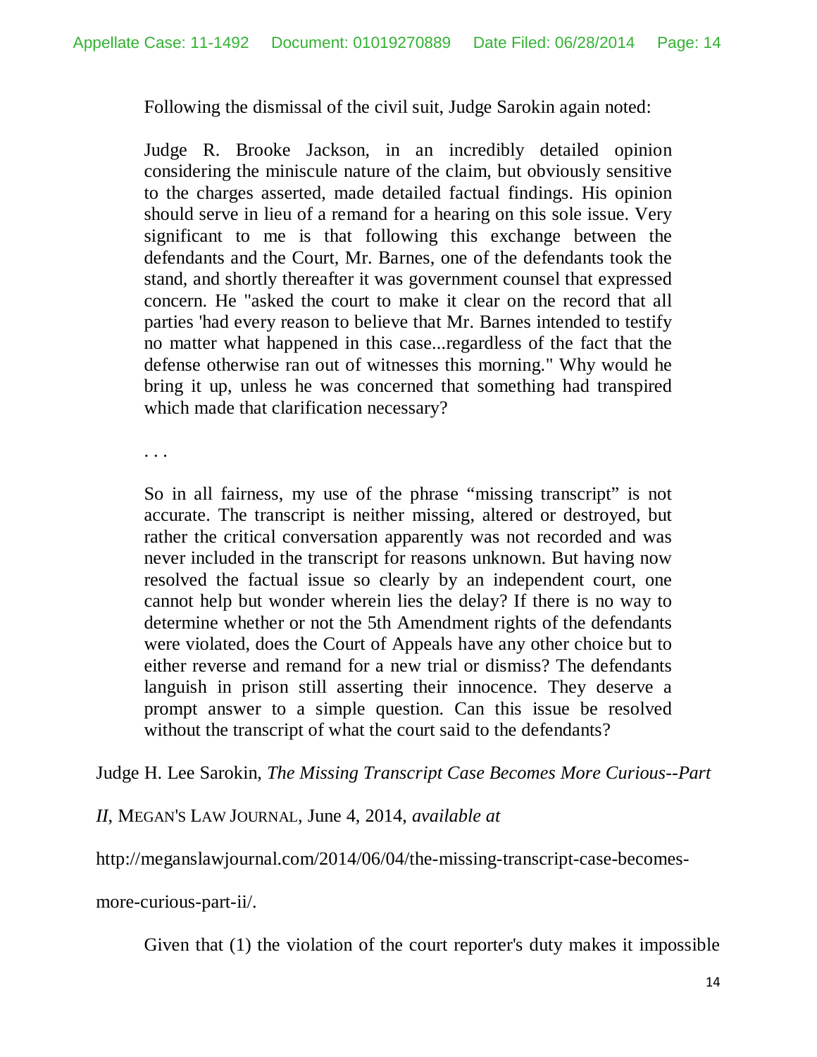Following the dismissal of the civil suit, Judge Sarokin again noted:

> Judge R. Brooke Jackson, in an incredibly detailed opinion considering the miniscule nature of the claim, but obviously sensitive to the charges asserted, made detailed factual findings. His opinion should serve in lieu of a remand for a hearing on this sole issue. Very significant to me is that following this exchange between the defendants and the Court, Mr. Barnes, one of the defendants took the stand, and shortly thereafter it was government counsel that expressed concern. He "asked the court to make it clear on the record that all parties 'had every reason to believe that Mr. Barnes intended to testify no matter what happened in this case...regardless of the fact that the defense otherwise ran out of witnesses this morning." Why would he bring it up, unless he was concerned that something had transpired which made that clarification necessary?
>
> . . .
>
> So in all fairness, my use of the phrase "missing transcript" is not accurate. The transcript is neither missing, altered or destroyed, but rather the critical conversation apparently was not recorded and was never included in the transcript for reasons unknown. But having now resolved the factual issue so clearly by an independent court, one cannot help but wonder wherein lies the delay? If there is no way to determine whether or not the 5th Amendment rights of the defendants were violated, does the Court of Appeals have any other choice but to either reverse and remand for a new trial or dismiss? The defendants languish in prison still asserting their innocence. They deserve a prompt answer to a simple question. Can this issue be resolved without the transcript of what the court said to the defendants?

Judge H. Lee Sarokin, *The Missing Transcript Case Becomes More Curious--Part II*, MEGAN'S LAW JOURNAL, June 4, 2014, *available at* http://meganslawjournal.com/2014/06/04/the-missing-transcript-case-becomes-more-curious-part-ii/.

Given that (1) the violation of the court reporter's duty makes it impossible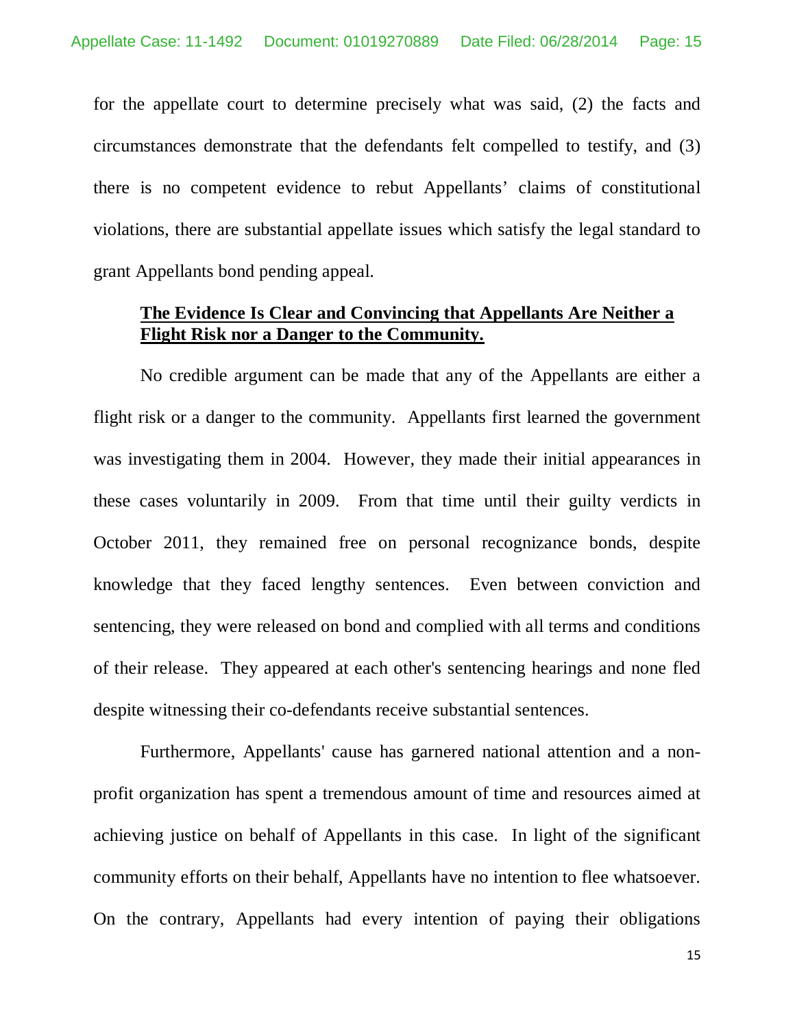for the appellate court to determine precisely what was said, (2) the facts and circumstances demonstrate that the defendants felt compelled to testify, and (3) there is no competent evidence to rebut Appellants' claims of constitutional violations, there are substantial appellate issues which satisfy the legal standard to grant Appellants bond pending appeal.

**<u>The Evidence Is Clear and Convincing that Appellants Are Neither a Flight Risk nor a Danger to the Community.</u>**

No credible argument can be made that any of the Appellants are either a flight risk or a danger to the community. Appellants first learned the government was investigating them in 2004. However, they made their initial appearances in these cases voluntarily in 2009. From that time until their guilty verdicts in October 2011, they remained free on personal recognizance bonds, despite knowledge that they faced lengthy sentences. Even between conviction and sentencing, they were released on bond and complied with all terms and conditions of their release. They appeared at each other's sentencing hearings and none fled despite witnessing their co-defendants receive substantial sentences.

Furthermore, Appellants' cause has garnered national attention and a non-profit organization has spent a tremendous amount of time and resources aimed at achieving justice on behalf of Appellants in this case. In light of the significant community efforts on their behalf, Appellants have no intention to flee whatsoever. On the contrary, Appellants had every intention of paying their obligations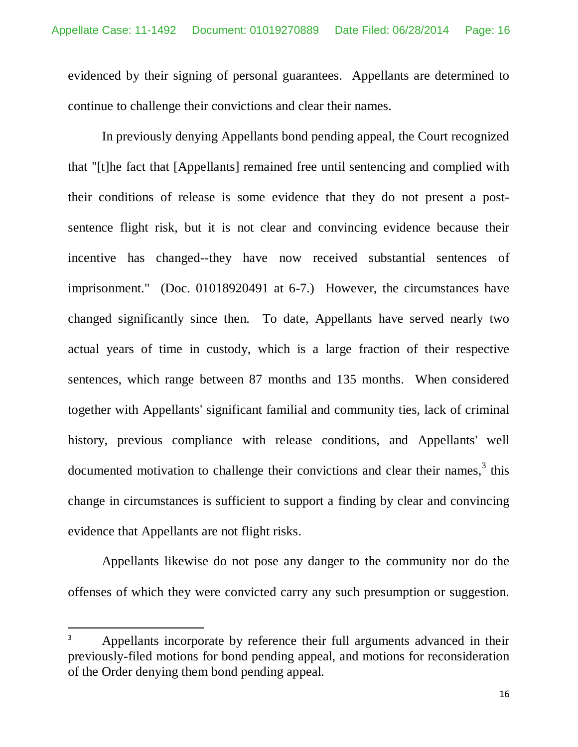evidenced by their signing of personal guarantees. Appellants are determined to continue to challenge their convictions and clear their names.

In previously denying Appellants bond pending appeal, the Court recognized that "[t]he fact that [Appellants] remained free until sentencing and complied with their conditions of release is some evidence that they do not present a post-sentence flight risk, but it is not clear and convincing evidence because their incentive has changed--they have now received substantial sentences of imprisonment." (Doc. 01018920491 at 6-7.) However, the circumstances have changed significantly since then. To date, Appellants have served nearly two actual years of time in custody, which is a large fraction of their respective sentences, which range between 87 months and 135 months. When considered together with Appellants' significant familial and community ties, lack of criminal history, previous compliance with release conditions, and Appellants' well documented motivation to challenge their convictions and clear their names,[3] this change in circumstances is sufficient to support a finding by clear and convincing evidence that Appellants are not flight risks.

Appellants likewise do not pose any danger to the community nor do the offenses of which they were convicted carry any such presumption or suggestion.

---

[3] Appellants incorporate by reference their full arguments advanced in their previously-filed motions for bond pending appeal, and motions for reconsideration of the Order denying them bond pending appeal.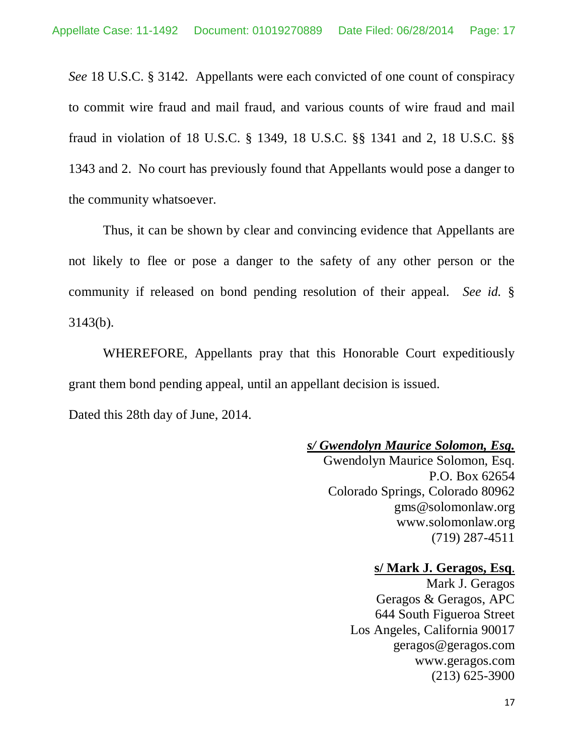*See* 18 U.S.C. § 3142. Appellants were each convicted of one count of conspiracy to commit wire fraud and mail fraud, and various counts of wire fraud and mail fraud in violation of 18 U.S.C. § 1349, 18 U.S.C. §§ 1341 and 2, 18 U.S.C. §§ 1343 and 2. No court has previously found that Appellants would pose a danger to the community whatsoever.

Thus, it can be shown by clear and convincing evidence that Appellants are not likely to flee or pose a danger to the safety of any other person or the community if released on bond pending resolution of their appeal. *See id.* § 3143(b).

WHEREFORE, Appellants pray that this Honorable Court expeditiously grant them bond pending appeal, until an appellant decision is issued.

Dated this 28th day of June, 2014.

***s/ Gwendolyn Maurice Solomon, Esq.***
Gwendolyn Maurice Solomon, Esq.
P.O. Box 62654
Colorado Springs, Colorado 80962
gms@solomonlaw.org
www.solomonlaw.org
(719) 287-4511

**s/ Mark J. Geragos, Esq.**
Mark J. Geragos
Geragos & Geragos, APC
644 South Figueroa Street
Los Angeles, California 90017
geragos@geragos.com
www.geragos.com
(213) 625-3900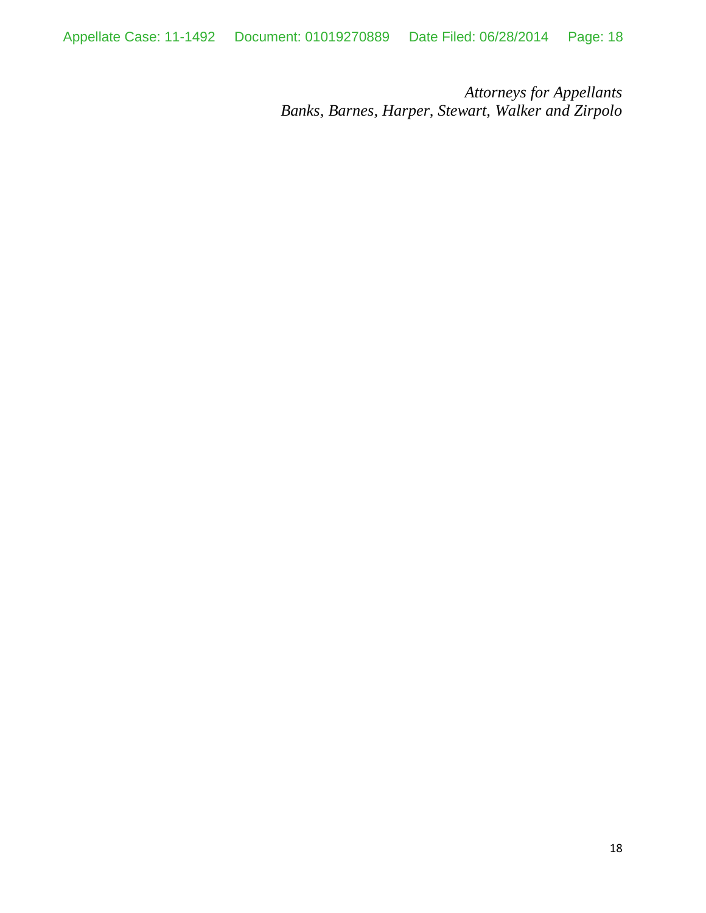*Attorneys for Appellants*
*Banks, Barnes, Harper, Stewart, Walker and Zirpolo*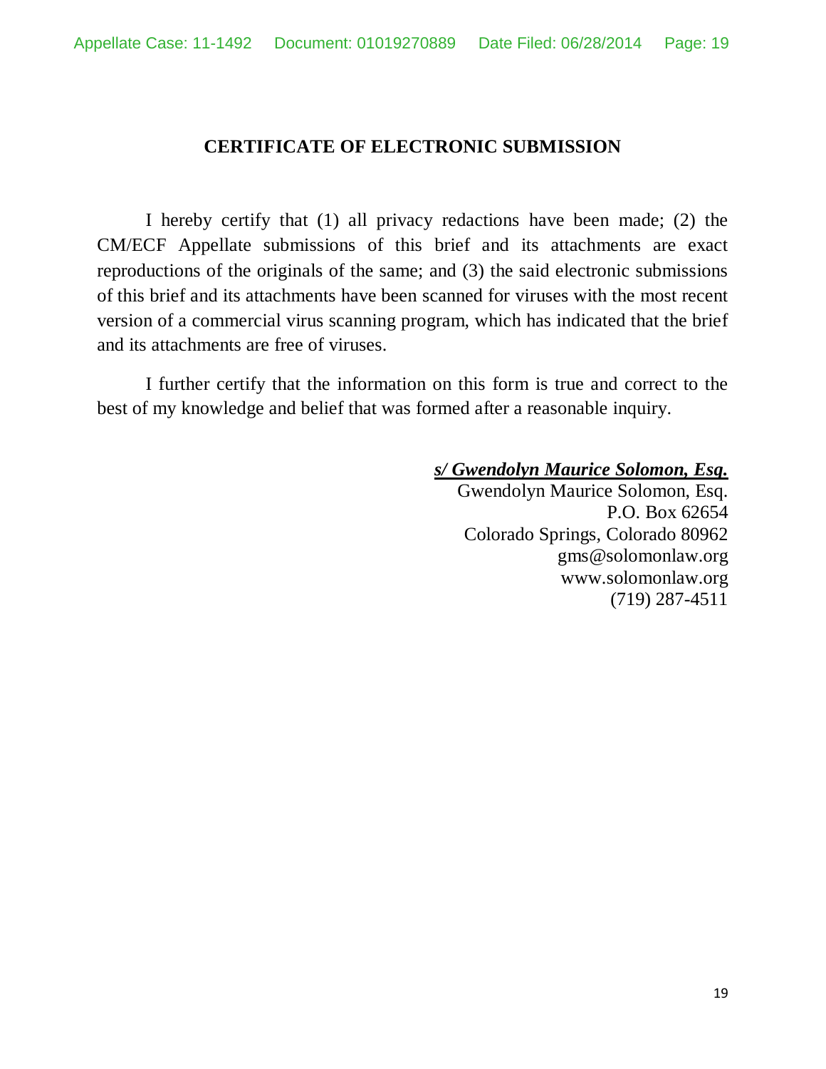## CERTIFICATE OF ELECTRONIC SUBMISSION

I hereby certify that (1) all privacy redactions have been made; (2) the CM/ECF Appellate submissions of this brief and its attachments are exact reproductions of the originals of the same; and (3) the said electronic submissions of this brief and its attachments have been scanned for viruses with the most recent version of a commercial virus scanning program, which has indicated that the brief and its attachments are free of viruses.

I further certify that the information on this form is true and correct to the best of my knowledge and belief that was formed after a reasonable inquiry.

***s/ Gwendolyn Maurice Solomon, Esq.***
Gwendolyn Maurice Solomon, Esq.
P.O. Box 62654
Colorado Springs, Colorado 80962
gms@solomonlaw.org
www.solomonlaw.org
(719) 287-4511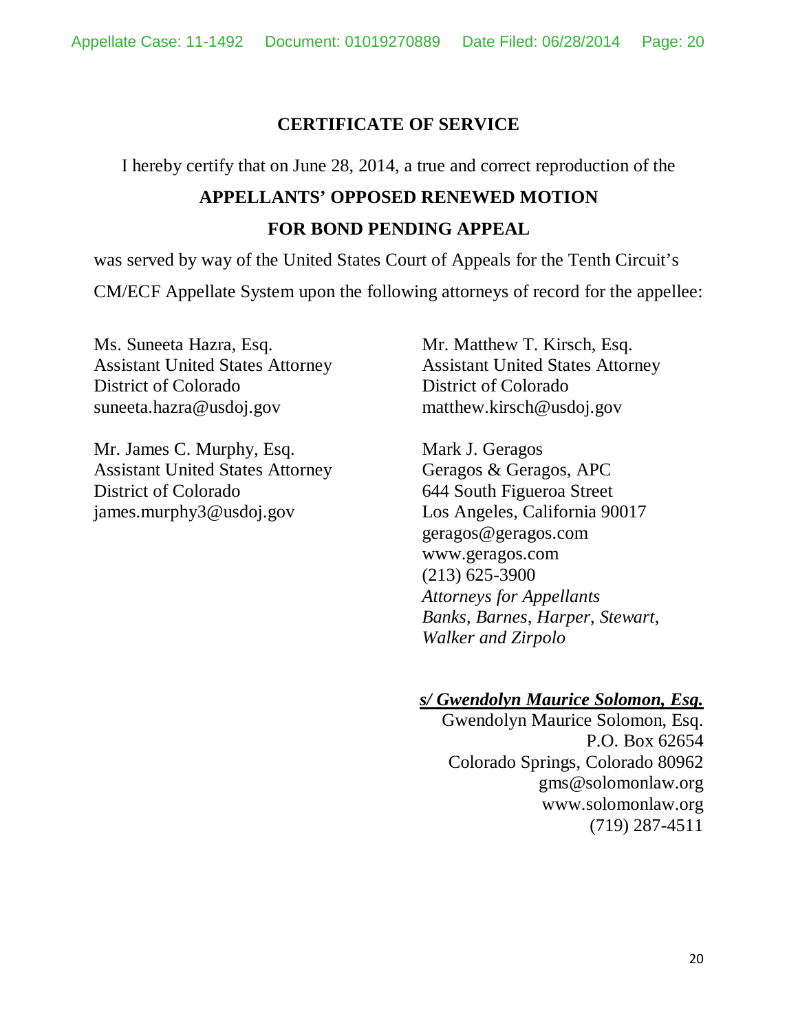## CERTIFICATE OF SERVICE

I hereby certify that on June 28, 2014, a true and correct reproduction of the

**APPELLANTS' OPPOSED RENEWED MOTION**

**FOR BOND PENDING APPEAL**

was served by way of the United States Court of Appeals for the Tenth Circuit's CM/ECF Appellate System upon the following attorneys of record for the appellee:

Ms. Suneeta Hazra, Esq.
Assistant United States Attorney
District of Colorado
suneeta.hazra@usdoj.gov

Mr. Matthew T. Kirsch, Esq.
Assistant United States Attorney
District of Colorado
matthew.kirsch@usdoj.gov

Mr. James C. Murphy, Esq.
Assistant United States Attorney
District of Colorado
james.murphy3@usdoj.gov

Mark J. Geragos
Geragos & Geragos, APC
644 South Figueroa Street
Los Angeles, California 90017
geragos@geragos.com
www.geragos.com
(213) 625-3900
*Attorneys for Appellants*
*Banks, Barnes, Harper, Stewart,*
*Walker and Zirpolo*

***s/ Gwendolyn Maurice Solomon, Esq.***
Gwendolyn Maurice Solomon, Esq.
P.O. Box 62654
Colorado Springs, Colorado 80962
gms@solomonlaw.org
www.solomonlaw.org
(719) 287-4511